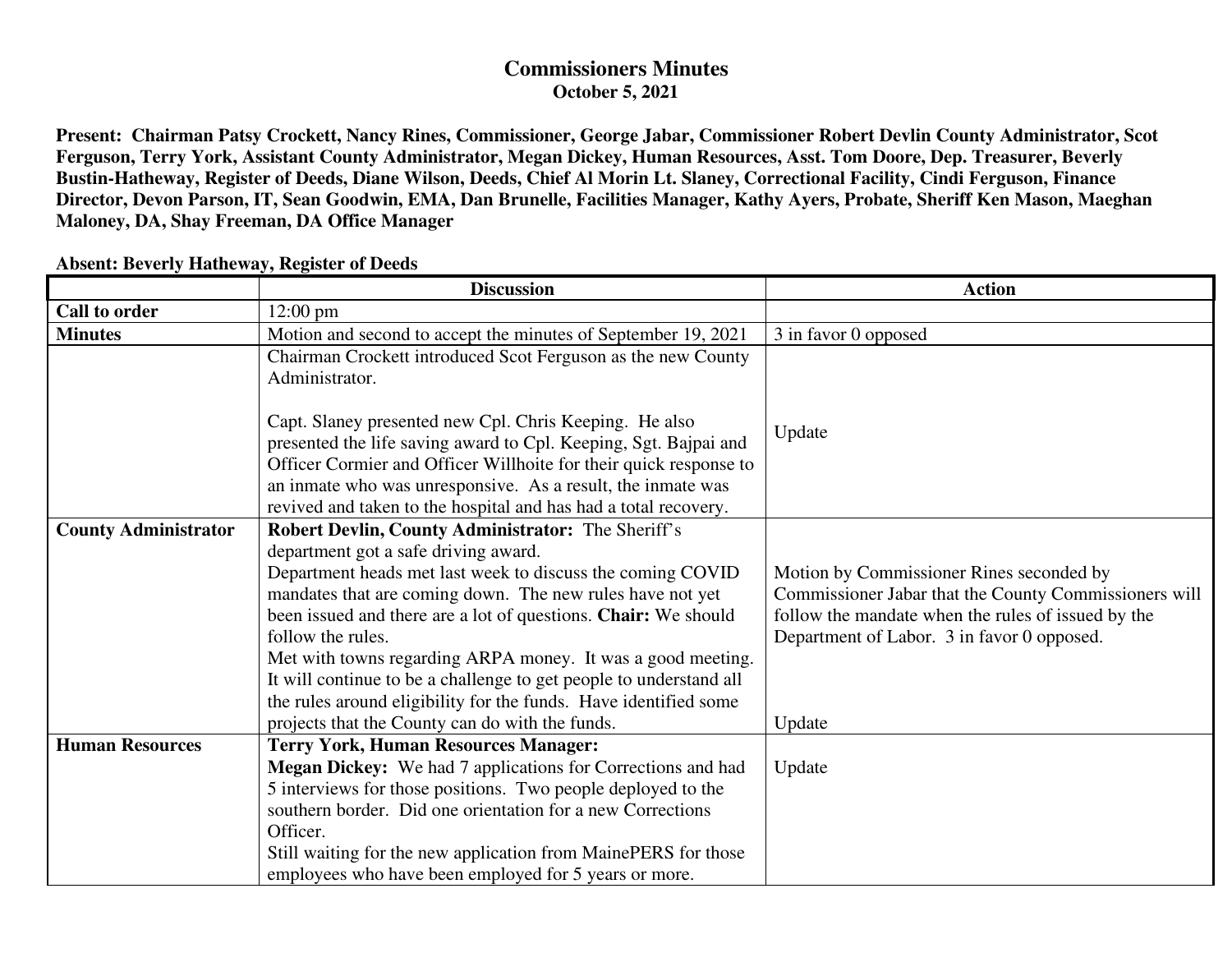# Commissioners Minutes

## October 5, 2021

**Present: Chairman Patsy Crockett, Nancy Rines, Commissioner, George Jabar, Commissioner Robert Devlin County Administrator, Scot Ferguson, Terry York, Assistant County Administrator, Megan Dickey, Human Resources, Asst. Tom Doore, Dep. Treasurer, Beverly Bustin-Hatheway, Register of Deeds, Diane Wilson, Deeds, Chief Al Morin Lt. Slaney, Correctional Facility, Cindi Ferguson, Finance Director, Devon Parson, IT, Sean Goodwin, EMA, Dan Brunelle, Facilities Manager, Kathy Ayers, Probate, Sheriff Ken Mason, Maeghan Maloney, DA, Shay Freeman, DA Office Manager**

**Absent: Beverly Hatheway, Register of Deeds**

| | Discussion | Action |
|---|---|---|
| **Call to order** | 12:00 pm | |
| **Minutes** | Motion and second to accept the minutes of September 19, 2021 | 3 in favor 0 opposed |
| | Chairman Crockett introduced Scot Ferguson as the new County Administrator.<br><br>Capt. Slaney presented new Cpl. Chris Keeping. He also presented the life saving award to Cpl. Keeping, Sgt. Bajpai and Officer Cormier and Officer Willhoite for their quick response to an inmate who was unresponsive. As a result, the inmate was revived and taken to the hospital and has had a total recovery. | Update |
| **County Administrator** | **Robert Devlin, County Administrator:** The Sheriff's department got a safe driving award.<br>Department heads met last week to discuss the coming COVID mandates that are coming down. The new rules have not yet been issued and there are a lot of questions. **Chair:** We should follow the rules.<br>Met with towns regarding ARPA money. It was a good meeting. It will continue to be a challenge to get people to understand all the rules around eligibility for the funds. Have identified some projects that the County can do with the funds. | Motion by Commissioner Rines seconded by Commissioner Jabar that the County Commissioners will follow the mandate when the rules of issued by the Department of Labor. 3 in favor 0 opposed.<br><br>Update |
| **Human Resources** | **Terry York, Human Resources Manager:**<br>**Megan Dickey:** We had 7 applications for Corrections and had 5 interviews for those positions. Two people deployed to the southern border. Did one orientation for a new Corrections Officer.<br>Still waiting for the new application from MainePERS for those employees who have been employed for 5 years or more. | Update |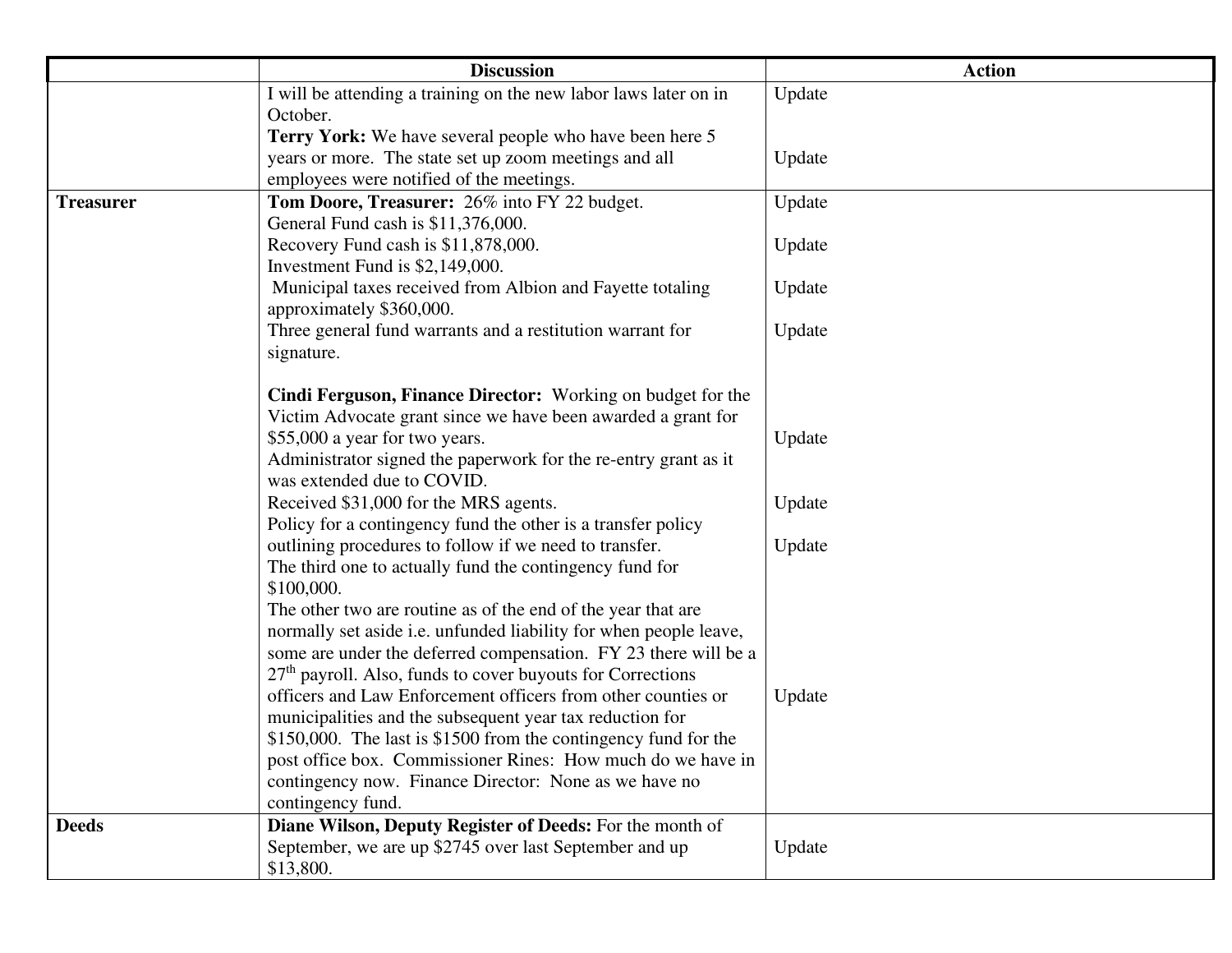| | Discussion | Action |
|---|---|---|
| | I will be attending a training on the new labor laws later on in October.<br>**Terry York:** We have several people who have been here 5 years or more. The state set up zoom meetings and all employees were notified of the meetings. | Update<br><br>Update |
| **Treasurer** | **Tom Doore, Treasurer:** 26% into FY 22 budget.<br>General Fund cash is $11,376,000.<br>Recovery Fund cash is $11,878,000.<br>Investment Fund is $2,149,000.<br>Municipal taxes received from Albion and Fayette totaling approximately $360,000.<br>Three general fund warrants and a restitution warrant for signature.<br><br>**Cindi Ferguson, Finance Director:** Working on budget for the Victim Advocate grant since we have been awarded a grant for $55,000 a year for two years.<br>Administrator signed the paperwork for the re-entry grant as it was extended due to COVID.<br>Received $31,000 for the MRS agents.<br>Policy for a contingency fund the other is a transfer policy outlining procedures to follow if we need to transfer.<br>The third one to actually fund the contingency fund for $100,000.<br>The other two are routine as of the end of the year that are normally set aside i.e. unfunded liability for when people leave, some are under the deferred compensation. FY 23 there will be a 27th payroll. Also, funds to cover buyouts for Corrections officers and Law Enforcement officers from other counties or municipalities and the subsequent year tax reduction for $150,000. The last is $1500 from the contingency fund for the post office box. Commissioner Rines: How much do we have in contingency now. Finance Director: None as we have no contingency fund. | Update<br><br>Update<br><br>Update<br><br>Update<br><br><br><br>Update<br><br><br>Update<br><br>Update<br><br><br><br><br><br><br>Update |
| **Deeds** | **Diane Wilson, Deputy Register of Deeds:** For the month of September, we are up $2745 over last September and up $13,800. | Update |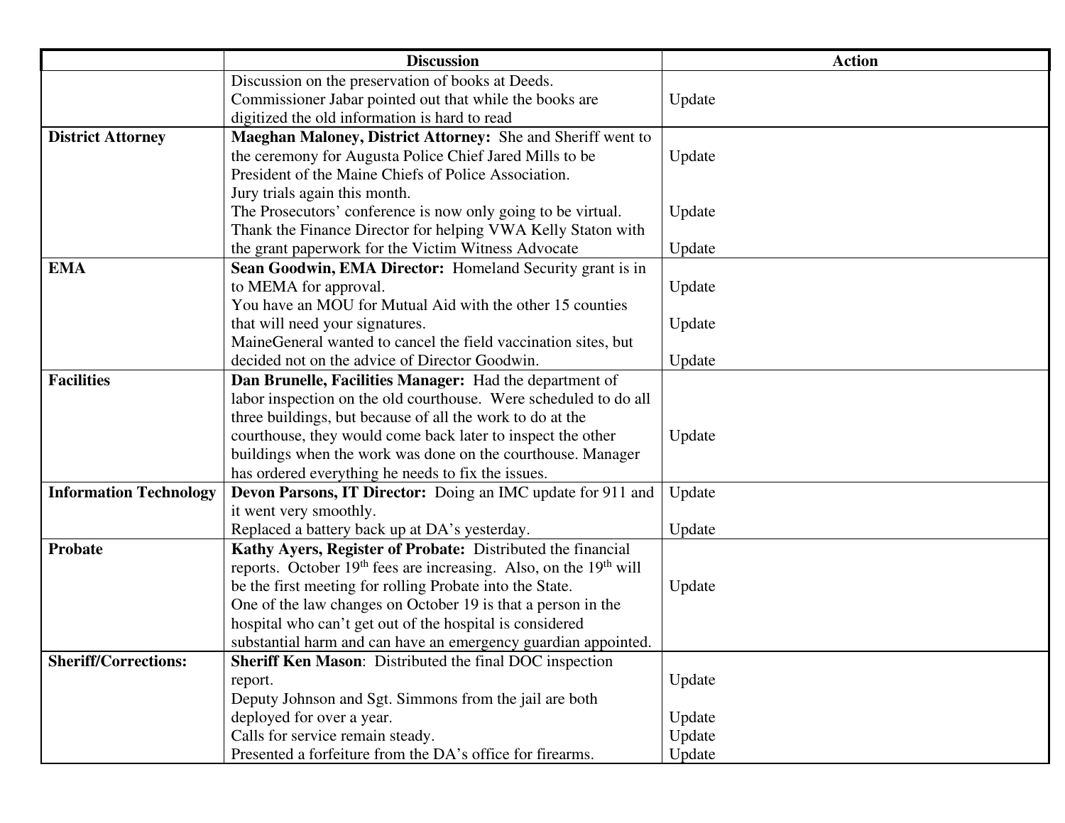| | Discussion | Action |
|---|---|---|
| | Discussion on the preservation of books at Deeds. Commissioner Jabar pointed out that while the books are digitized the old information is hard to read | Update |
| **District Attorney** | **Maeghan Maloney, District Attorney:** She and Sheriff went to the ceremony for Augusta Police Chief Jared Mills to be President of the Maine Chiefs of Police Association.<br>Jury trials again this month.<br>The Prosecutors' conference is now only going to be virtual.<br>Thank the Finance Director for helping VWA Kelly Staton with the grant paperwork for the Victim Witness Advocate | Update<br><br><br>Update<br><br>Update |
| **EMA** | **Sean Goodwin, EMA Director:** Homeland Security grant is in to MEMA for approval.<br>You have an MOU for Mutual Aid with the other 15 counties that will need your signatures.<br>MaineGeneral wanted to cancel the field vaccination sites, but decided not on the advice of Director Goodwin. | Update<br><br>Update<br><br>Update |
| **Facilities** | **Dan Brunelle, Facilities Manager:** Had the department of labor inspection on the old courthouse. Were scheduled to do all three buildings, but because of all the work to do at the courthouse, they would come back later to inspect the other buildings when the work was done on the courthouse. Manager has ordered everything he needs to fix the issues. | Update |
| **Information Technology** | **Devon Parsons, IT Director:** Doing an IMC update for 911 and it went very smoothly.<br>Replaced a battery back up at DA's yesterday. | Update<br><br>Update |
| **Probate** | **Kathy Ayers, Register of Probate:** Distributed the financial reports. October 19th fees are increasing. Also, on the 19th will be the first meeting for rolling Probate into the State.<br>One of the law changes on October 19 is that a person in the hospital who can't get out of the hospital is considered substantial harm and can have an emergency guardian appointed. | Update |
| **Sheriff/Corrections:** | **Sheriff Ken Mason**: Distributed the final DOC inspection report.<br>Deputy Johnson and Sgt. Simmons from the jail are both deployed for over a year.<br>Calls for service remain steady.<br>Presented a forfeiture from the DA's office for firearms. | Update<br><br>Update<br>Update<br>Update |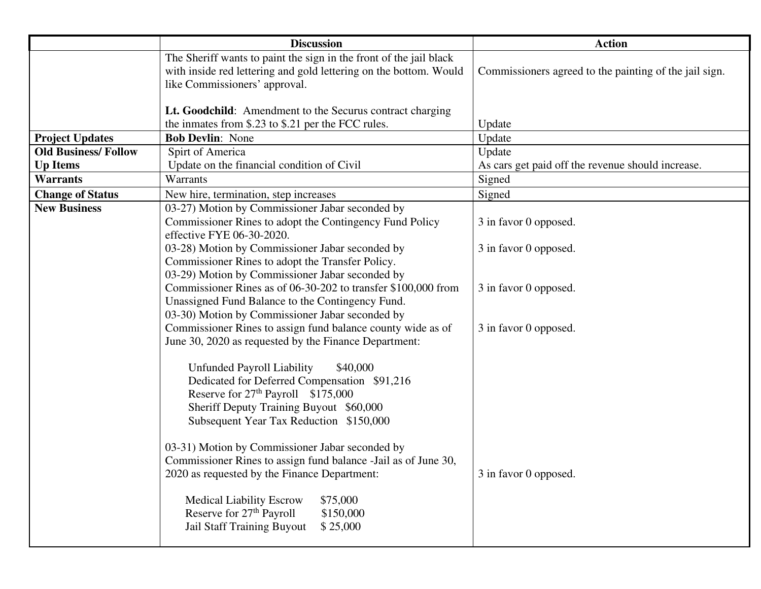| | Discussion | Action |
|---|---|---|
| | The Sheriff wants to paint the sign in the front of the jail black with inside red lettering and gold lettering on the bottom. Would like Commissioners' approval.<br><br>**Lt. Goodchild**: Amendment to the Securus contract charging the inmates from $.23 to $.21 per the FCC rules. | Commissioners agreed to the painting of the jail sign.<br><br>Update |
| **Project Updates** | **Bob Devlin**: None | Update |
| **Old Business/ Follow Up Items** | Spirt of America<br>Update on the financial condition of Civil | Update<br>As cars get paid off the revenue should increase. |
| **Warrants** | Warrants | Signed |
| **Change of Status** | New hire, termination, step increases | Signed |
| **New Business** | 03-27) Motion by Commissioner Jabar seconded by Commissioner Rines to adopt the Contingency Fund Policy effective FYE 06-30-2020.<br>03-28) Motion by Commissioner Jabar seconded by Commissioner Rines to adopt the Transfer Policy.<br>03-29) Motion by Commissioner Jabar seconded by Commissioner Rines as of 06-30-202 to transfer $100,000 from Unassigned Fund Balance to the Contingency Fund.<br>03-30) Motion by Commissioner Jabar seconded by Commissioner Rines to assign fund balance county wide as of June 30, 2020 as requested by the Finance Department:<br><br>Unfunded Payroll Liability $40,000<br>Dedicated for Deferred Compensation $91,216<br>Reserve for 27th Payroll $175,000<br>Sheriff Deputy Training Buyout $60,000<br>Subsequent Year Tax Reduction $150,000<br><br>03-31) Motion by Commissioner Jabar seconded by Commissioner Rines to assign fund balance -Jail as of June 30, 2020 as requested by the Finance Department:<br><br>Medical Liability Escrow $75,000<br>Reserve for 27th Payroll $150,000<br>Jail Staff Training Buyout $ 25,000 | 3 in favor 0 opposed.<br><br>3 in favor 0 opposed.<br><br>3 in favor 0 opposed.<br><br>3 in favor 0 opposed.<br><br><br><br><br><br><br><br><br>3 in favor 0 opposed. |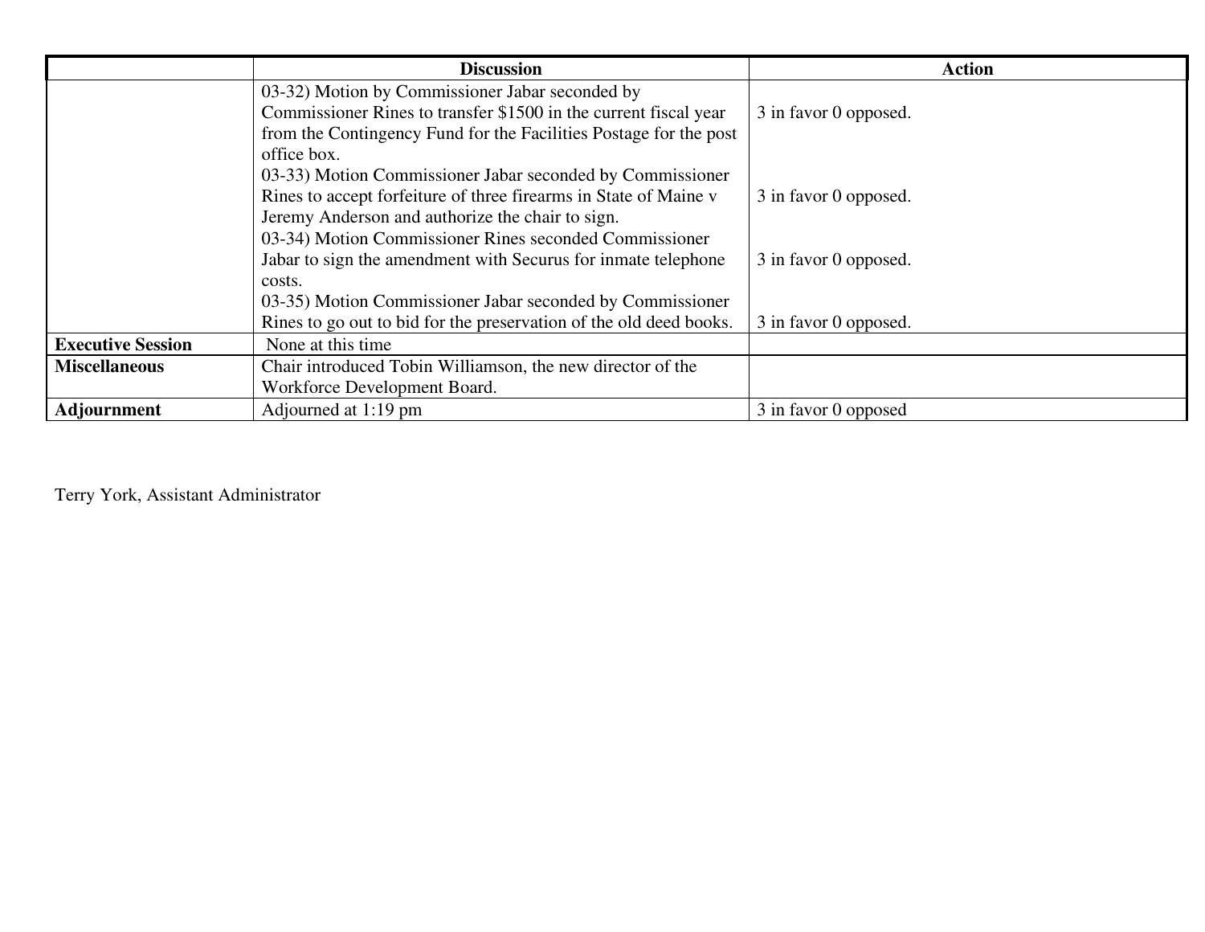| | Discussion | Action |
|---|---|---|
| | 03-32) Motion by Commissioner Jabar seconded by Commissioner Rines to transfer $1500 in the current fiscal year from the Contingency Fund for the Facilities Postage for the post office box. | 3 in favor 0 opposed. |
| | 03-33) Motion Commissioner Jabar seconded by Commissioner Rines to accept forfeiture of three firearms in State of Maine v Jeremy Anderson and authorize the chair to sign. | 3 in favor 0 opposed. |
| | 03-34) Motion Commissioner Rines seconded Commissioner Jabar to sign the amendment with Securus for inmate telephone costs. | 3 in favor 0 opposed. |
| | 03-35) Motion Commissioner Jabar seconded by Commissioner Rines to go out to bid for the preservation of the old deed books. | 3 in favor 0 opposed. |
| **Executive Session** | None at this time | |
| **Miscellaneous** | Chair introduced Tobin Williamson, the new director of the Workforce Development Board. | |
| **Adjournment** | Adjourned at 1:19 pm | 3 in favor 0 opposed |

Terry York, Assistant Administrator